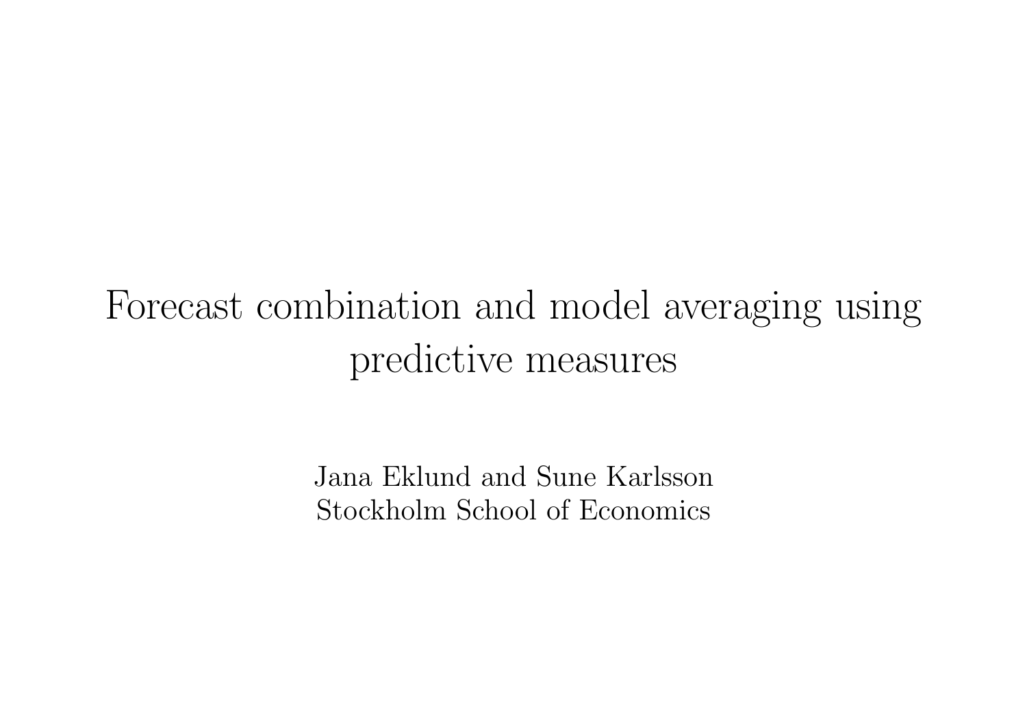# Forecast combination and model averaging using predictive measures

Jana Eklund and Sune Karlsson
Stockholm School of Economics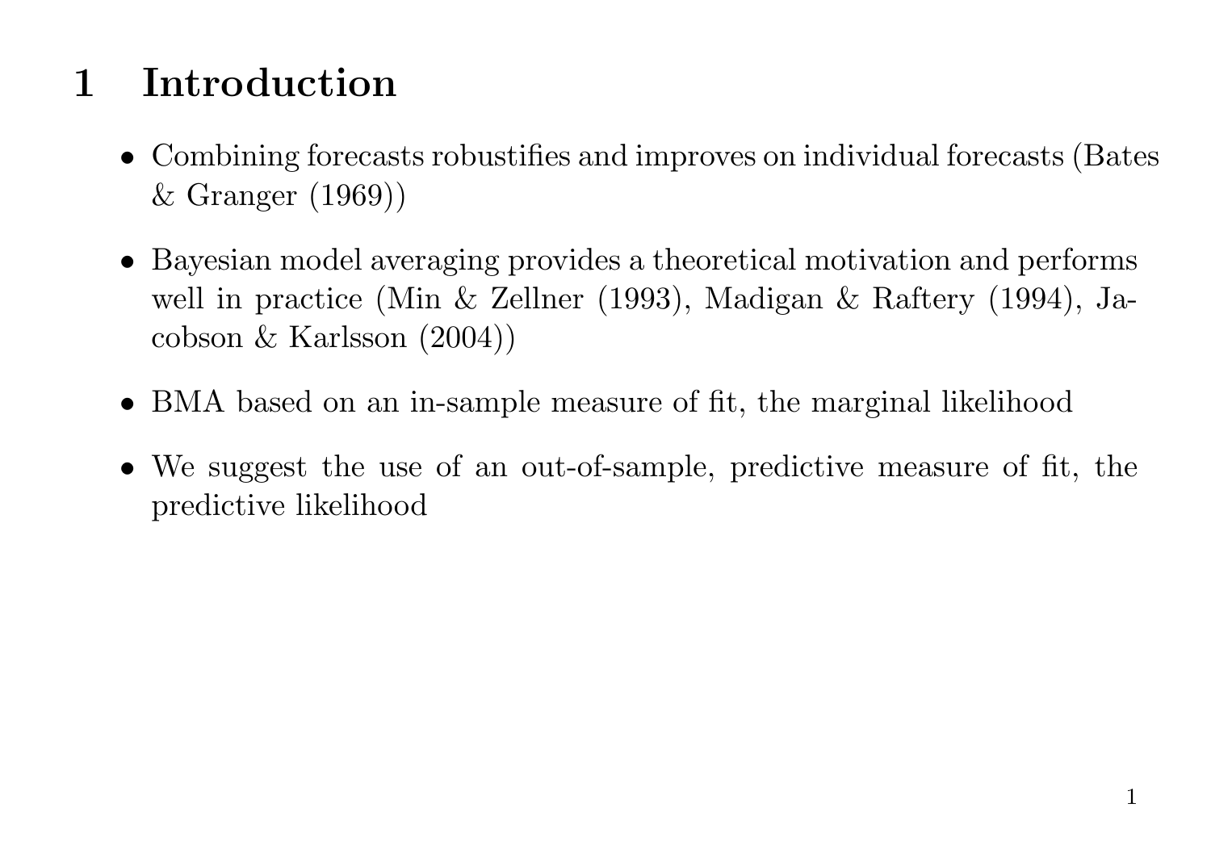# 1 Introduction

- Combining forecasts robustifies and improves on individual forecasts (Bates & Granger (1969))
- Bayesian model averaging provides a theoretical motivation and performs well in practice (Min & Zellner (1993), Madigan & Raftery (1994), Jacobson & Karlsson (2004))
- BMA based on an in-sample measure of fit, the marginal likelihood
- We suggest the use of an out-of-sample, predictive measure of fit, the predictive likelihood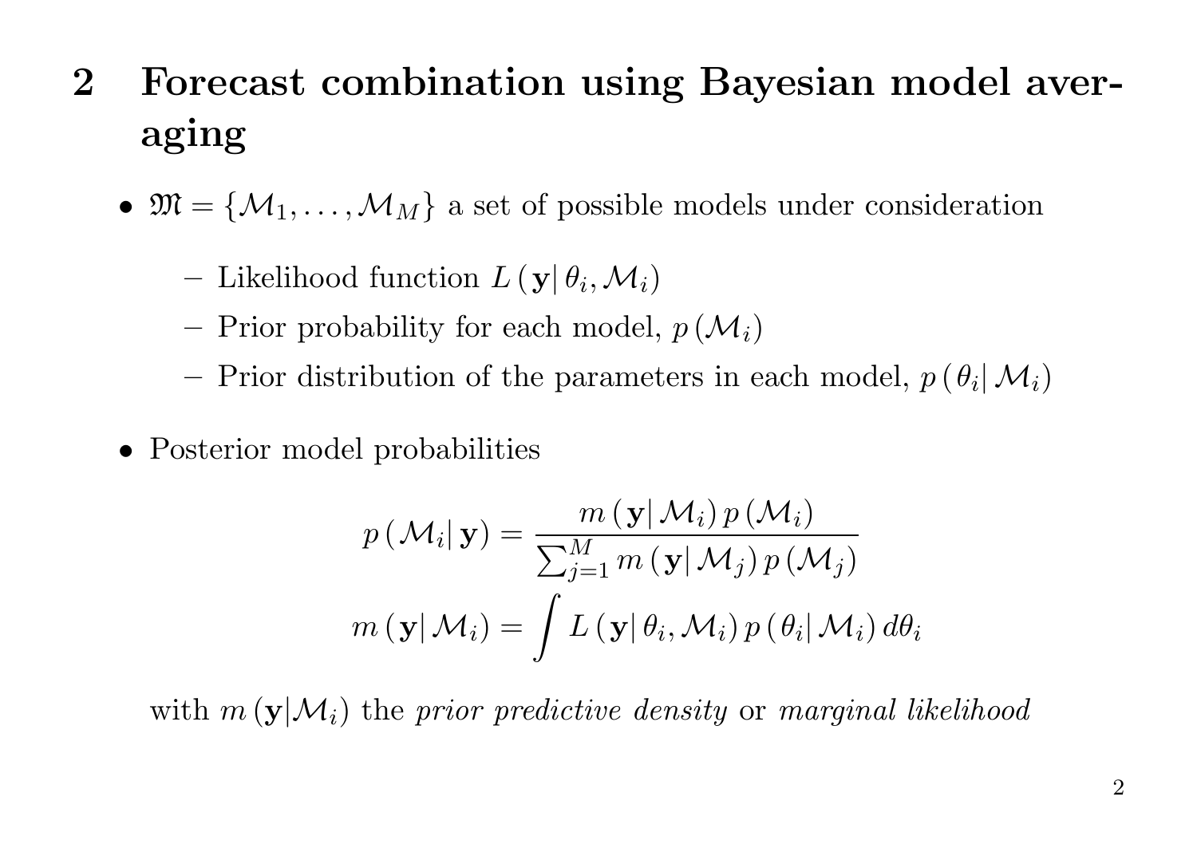## 2 Forecast combination using Bayesian model averaging

- $\mathfrak{M} = \{\mathcal{M}_1, \ldots, \mathcal{M}_M\}$ a set of possible models under consideration
  - Likelihood function $L(\mathbf{y}|\,\theta_i, \mathcal{M}_i)$
  - Prior probability for each model, $p(\mathcal{M}_i)$
  - Prior distribution of the parameters in each model, $p(\theta_i|\,\mathcal{M}_i)$
- Posterior model probabilities

$$
p(\mathcal{M}_i|\,\mathbf{y}) = \frac{m(\mathbf{y}|\,\mathcal{M}_i)\,p(\mathcal{M}_i)}{\sum_{j=1}^{M} m(\mathbf{y}|\,\mathcal{M}_j)\,p(\mathcal{M}_j)}
$$

$$
m(\mathbf{y}|\,\mathcal{M}_i) = \int L(\mathbf{y}|\,\theta_i, \mathcal{M}_i)\,p(\theta_i|\,\mathcal{M}_i)\,d\theta_i
$$

with $m(\mathbf{y}|\mathcal{M}_i)$ the *prior predictive density* or *marginal likelihood*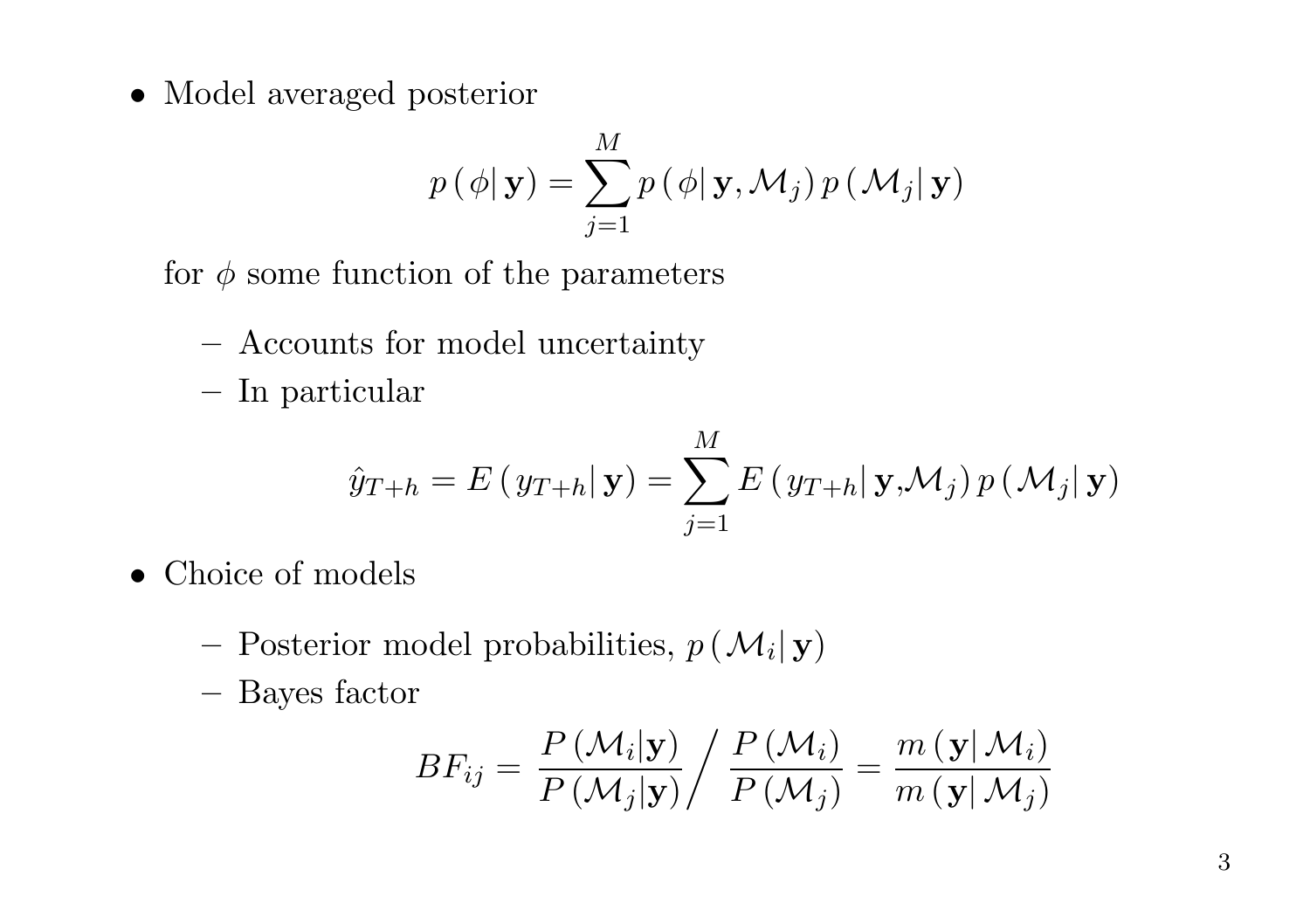- Model averaged posterior

$$p\left(\phi|\,\mathbf{y}\right) = \sum_{j=1}^{M} p\left(\phi|\,\mathbf{y}, \mathcal{M}_j\right) p\left(\mathcal{M}_j|\,\mathbf{y}\right)$$

  for $\phi$ some function of the parameters

  - Accounts for model uncertainty
  - In particular

$$\hat{y}_{T+h} = E\left(y_{T+h}|\,\mathbf{y}\right) = \sum_{j=1}^{M} E\left(y_{T+h}|\,\mathbf{y}, \mathcal{M}_j\right) p\left(\mathcal{M}_j|\,\mathbf{y}\right)$$

- Choice of models
  - Posterior model probabilities, $p\left(\mathcal{M}_i|\,\mathbf{y}\right)$
  - Bayes factor

$$BF_{ij} = \left.\frac{P\left(\mathcal{M}_i|\mathbf{y}\right)}{P\left(\mathcal{M}_j|\mathbf{y}\right)}\right/ \frac{P\left(\mathcal{M}_i\right)}{P\left(\mathcal{M}_j\right)} = \frac{m\left(\mathbf{y}|\,\mathcal{M}_i\right)}{m\left(\mathbf{y}|\,\mathcal{M}_j\right)}$$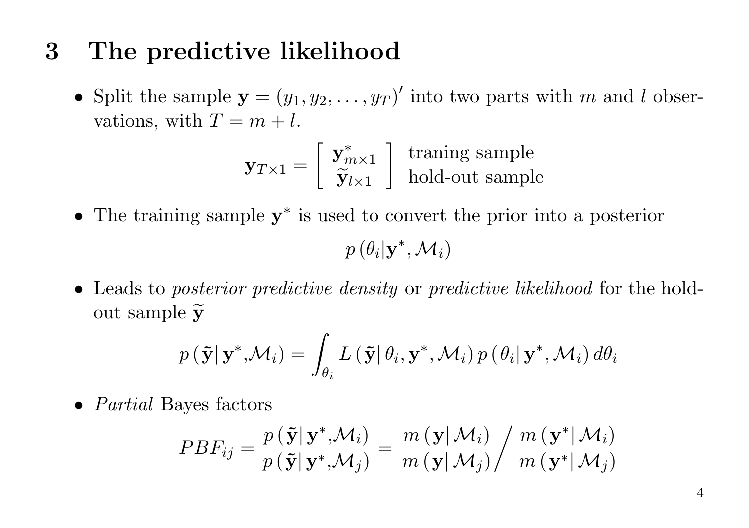# 3 The predictive likelihood

- Split the sample $\mathbf{y} = (y_1, y_2, \ldots, y_T)'$ into two parts with $m$ and $l$ observations, with $T = m + l$.

$$\mathbf{y}_{T\times 1} = \begin{bmatrix} \mathbf{y}^*_{m\times 1} \\ \widetilde{\mathbf{y}}_{l\times 1} \end{bmatrix} \begin{matrix} \text{traning sample} \\ \text{hold-out sample} \end{matrix}$$

- The training sample $\mathbf{y}^*$ is used to convert the prior into a posterior

$$p\left(\theta_i | \mathbf{y}^*, \mathcal{M}_i\right)$$

- Leads to *posterior predictive density* or *predictive likelihood* for the hold-out sample $\widetilde{\mathbf{y}}$

$$p\left(\tilde{\mathbf{y}} | \mathbf{y}^*, \mathcal{M}_i\right) = \int_{\theta_i} L\left(\tilde{\mathbf{y}} | \theta_i, \mathbf{y}^*, \mathcal{M}_i\right) p\left(\theta_i | \mathbf{y}^*, \mathcal{M}_i\right) d\theta_i$$

- *Partial* Bayes factors

$$PBF_{ij} = \frac{p\left(\tilde{\mathbf{y}} | \mathbf{y}^*, \mathcal{M}_i\right)}{p\left(\tilde{\mathbf{y}} | \mathbf{y}^*, \mathcal{M}_j\right)} = \frac{m\left(\mathbf{y} | \mathcal{M}_i\right)}{m\left(\mathbf{y} | \mathcal{M}_j\right)} \Bigg/ \frac{m\left(\mathbf{y}^* | \mathcal{M}_i\right)}{m\left(\mathbf{y}^* | \mathcal{M}_j\right)}$$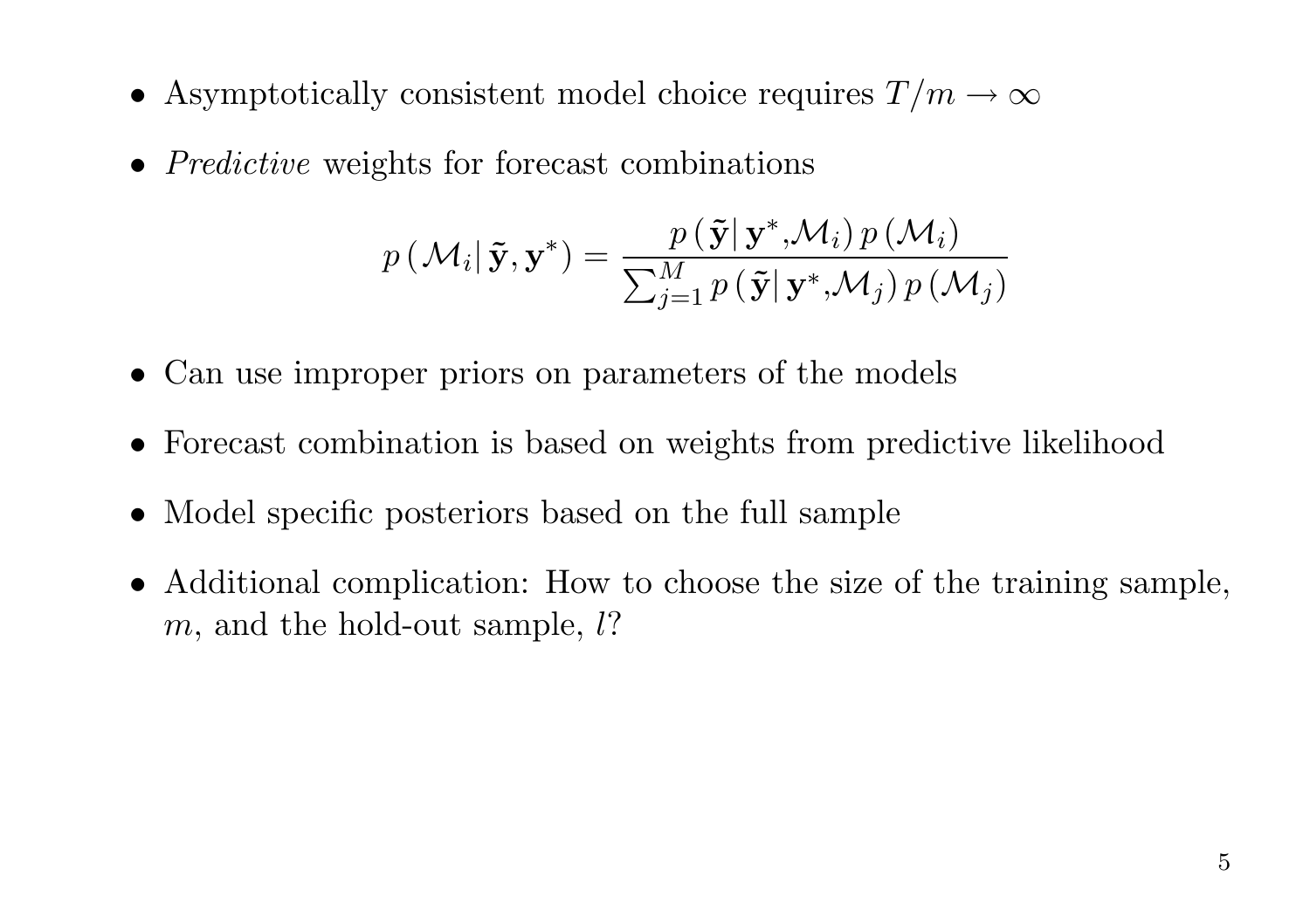- Asymptotically consistent model choice requires $T/m \to \infty$
- *Predictive* weights for forecast combinations

$$p\left(\mathcal{M}_i \middle| \tilde{\mathbf{y}}, \mathbf{y}^*\right) = \frac{p\left(\tilde{\mathbf{y}} \middle| \mathbf{y}^*, \mathcal{M}_i\right) p\left(\mathcal{M}_i\right)}{\sum_{j=1}^{M} p\left(\tilde{\mathbf{y}} \middle| \mathbf{y}^*, \mathcal{M}_j\right) p\left(\mathcal{M}_j\right)}$$

- Can use improper priors on parameters of the models
- Forecast combination is based on weights from predictive likelihood
- Model specific posteriors based on the full sample
- Additional complication: How to choose the size of the training sample, $m$, and the hold-out sample, $l$?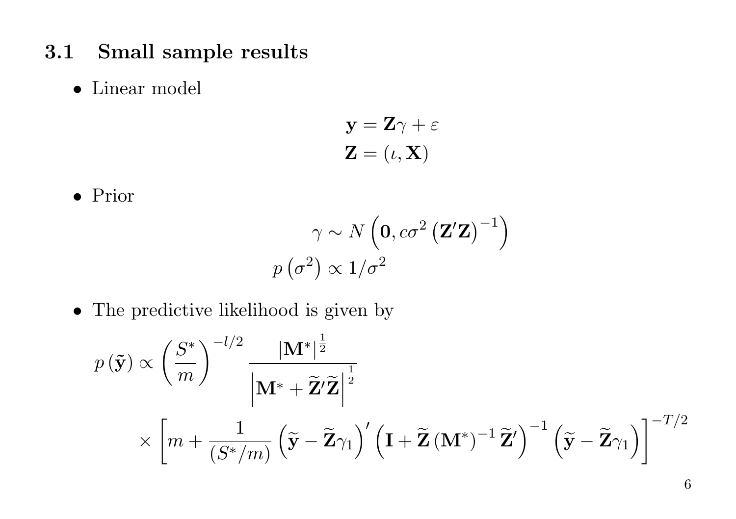### 3.1 Small sample results

- Linear model

$$
\begin{aligned}
\mathbf{y} &= \mathbf{Z}\gamma + \varepsilon \\
\mathbf{Z} &= (\iota, \mathbf{X})
\end{aligned}
$$

- Prior

$$
\gamma \sim N\left(\mathbf{0}, c\sigma^2 \left(\mathbf{Z}'\mathbf{Z}\right)^{-1}\right)
$$

$$
p\left(\sigma^2\right) \propto 1/\sigma^2
$$

- The predictive likelihood is given by

$$
p\left(\tilde{\mathbf{y}}\right) \propto \left(\frac{S^*}{m}\right)^{-l/2} \frac{\left|\mathbf{M}^*\right|^{\frac{1}{2}}}{\left|\mathbf{M}^* + \widetilde{\mathbf{Z}}'\widetilde{\mathbf{Z}}\right|^{\frac{1}{2}}}
$$

$$
\times \left[m + \frac{1}{\left(S^*/m\right)}\left(\widetilde{\mathbf{y}} - \widetilde{\mathbf{Z}}\gamma_1\right)'\left(\mathbf{I} + \widetilde{\mathbf{Z}}\left(\mathbf{M}^*\right)^{-1}\widetilde{\mathbf{Z}}'\right)^{-1}\left(\widetilde{\mathbf{y}} - \widetilde{\mathbf{Z}}\gamma_1\right)\right]^{-T/2}
$$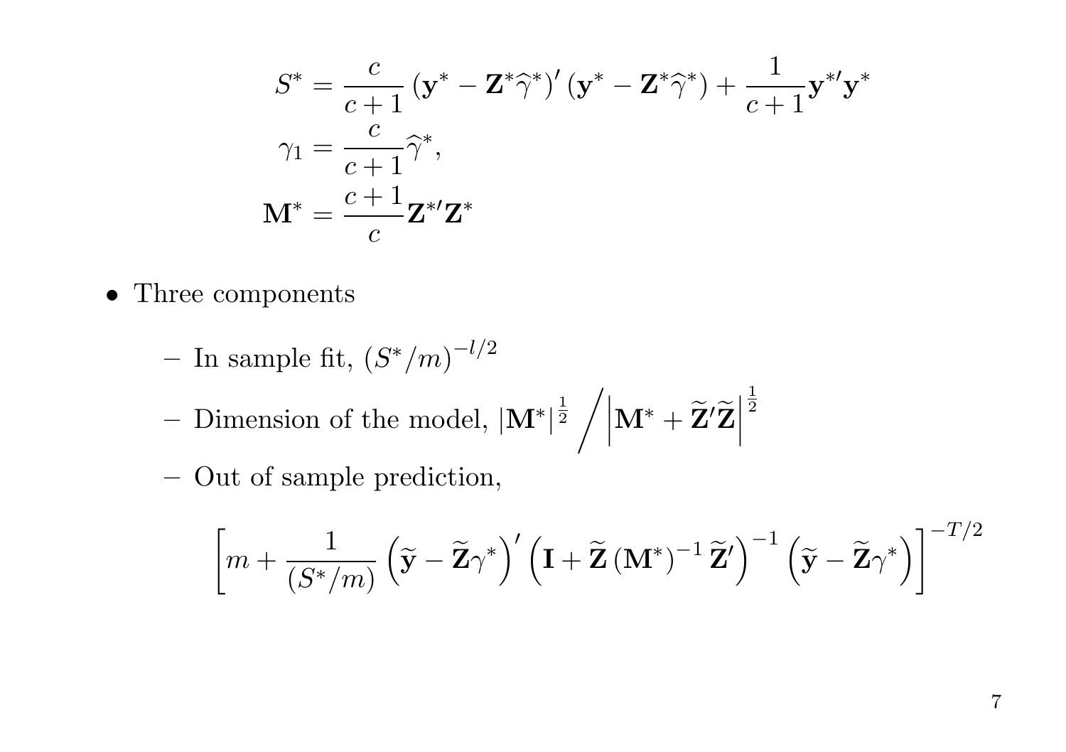$$
\begin{aligned}
S^* &= \frac{c}{c+1}\left(\mathbf{y}^* - \mathbf{Z}^*\widehat{\gamma}^*\right)'\left(\mathbf{y}^* - \mathbf{Z}^*\widehat{\gamma}^*\right) + \frac{1}{c+1}\mathbf{y}^{*\prime}\mathbf{y}^* \\
\gamma_1 &= \frac{c}{c+1}\widehat{\gamma}^*, \\
\mathbf{M}^* &= \frac{c+1}{c}\mathbf{Z}^{*\prime}\mathbf{Z}^*
\end{aligned}
$$

- Three components
  - In sample fit, $(S^*/m)^{-l/2}$
  - Dimension of the model, $|\mathbf{M}^*|^{\frac{1}{2}} \Big/ \left|\mathbf{M}^* + \widetilde{\mathbf{Z}}'\widetilde{\mathbf{Z}}\right|^{\frac{1}{2}}$
  - Out of sample prediction,

$$
\left[m + \frac{1}{(S^*/m)}\left(\widetilde{\mathbf{y}} - \widetilde{\mathbf{Z}}\gamma^*\right)'\left(\mathbf{I} + \widetilde{\mathbf{Z}}\left(\mathbf{M}^*\right)^{-1}\widetilde{\mathbf{Z}}'\right)^{-1}\left(\widetilde{\mathbf{y}} - \widetilde{\mathbf{Z}}\gamma^*\right)\right]^{-T/2}
$$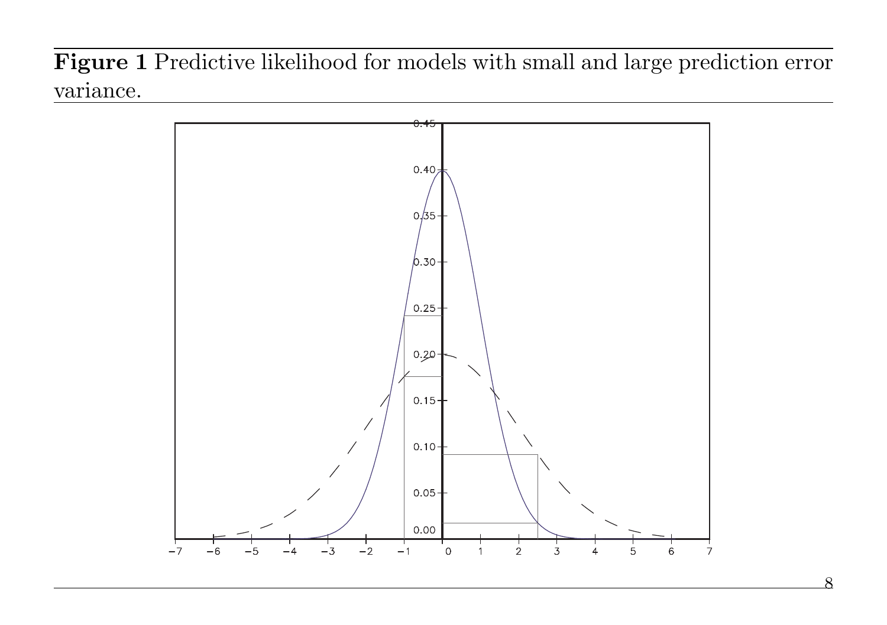**Figure 1** Predictive likelihood for models with small and large prediction error variance.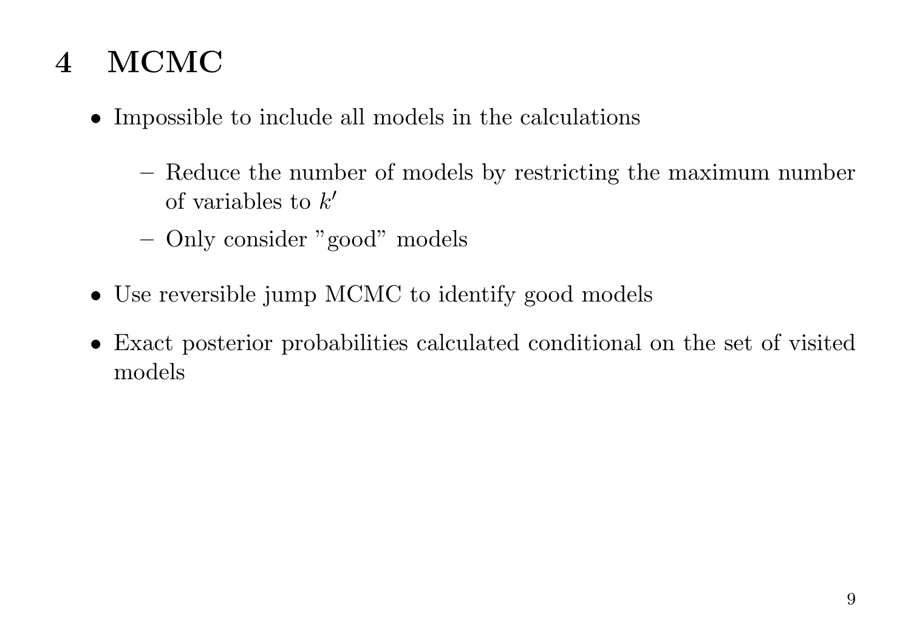# 4 MCMC

- Impossible to include all models in the calculations
  - Reduce the number of models by restricting the maximum number of variables to $k'$
  - Only consider "good" models
- Use reversible jump MCMC to identify good models
- Exact posterior probabilities calculated conditional on the set of visited models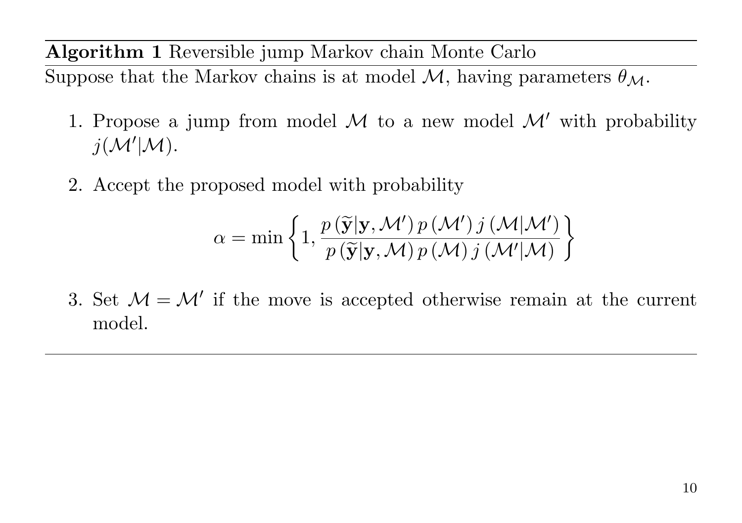**Algorithm 1** Reversible jump Markov chain Monte Carlo

Suppose that the Markov chains is at model $\mathcal{M}$, having parameters $\theta_{\mathcal{M}}$.

1. Propose a jump from model $\mathcal{M}$ to a new model $\mathcal{M}'$ with probability $j(\mathcal{M}'|\mathcal{M})$.

2. Accept the proposed model with probability

$$\alpha = \min\left\{1, \frac{p\left(\widetilde{\mathbf{y}}|\mathbf{y}, \mathcal{M}'\right) p\left(\mathcal{M}'\right) j\left(\mathcal{M}|\mathcal{M}'\right)}{p\left(\widetilde{\mathbf{y}}|\mathbf{y}, \mathcal{M}\right) p\left(\mathcal{M}\right) j\left(\mathcal{M}'|\mathcal{M}\right)}\right\}$$

3. Set $\mathcal{M} = \mathcal{M}'$ if the move is accepted otherwise remain at the current model.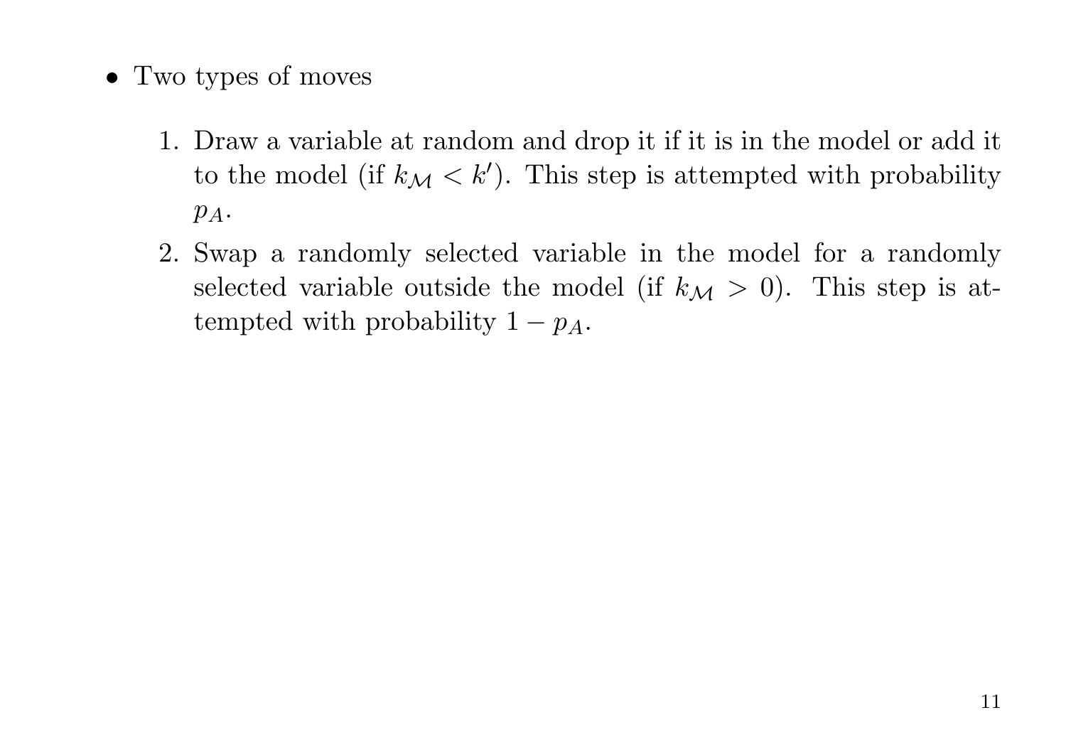- Two types of moves

  1. Draw a variable at random and drop it if it is in the model or add it to the model (if $k_{\mathcal{M}} < k'$). This step is attempted with probability $p_A$.
  2. Swap a randomly selected variable in the model for a randomly selected variable outside the model (if $k_{\mathcal{M}} > 0$). This step is attempted with probability $1 - p_A$.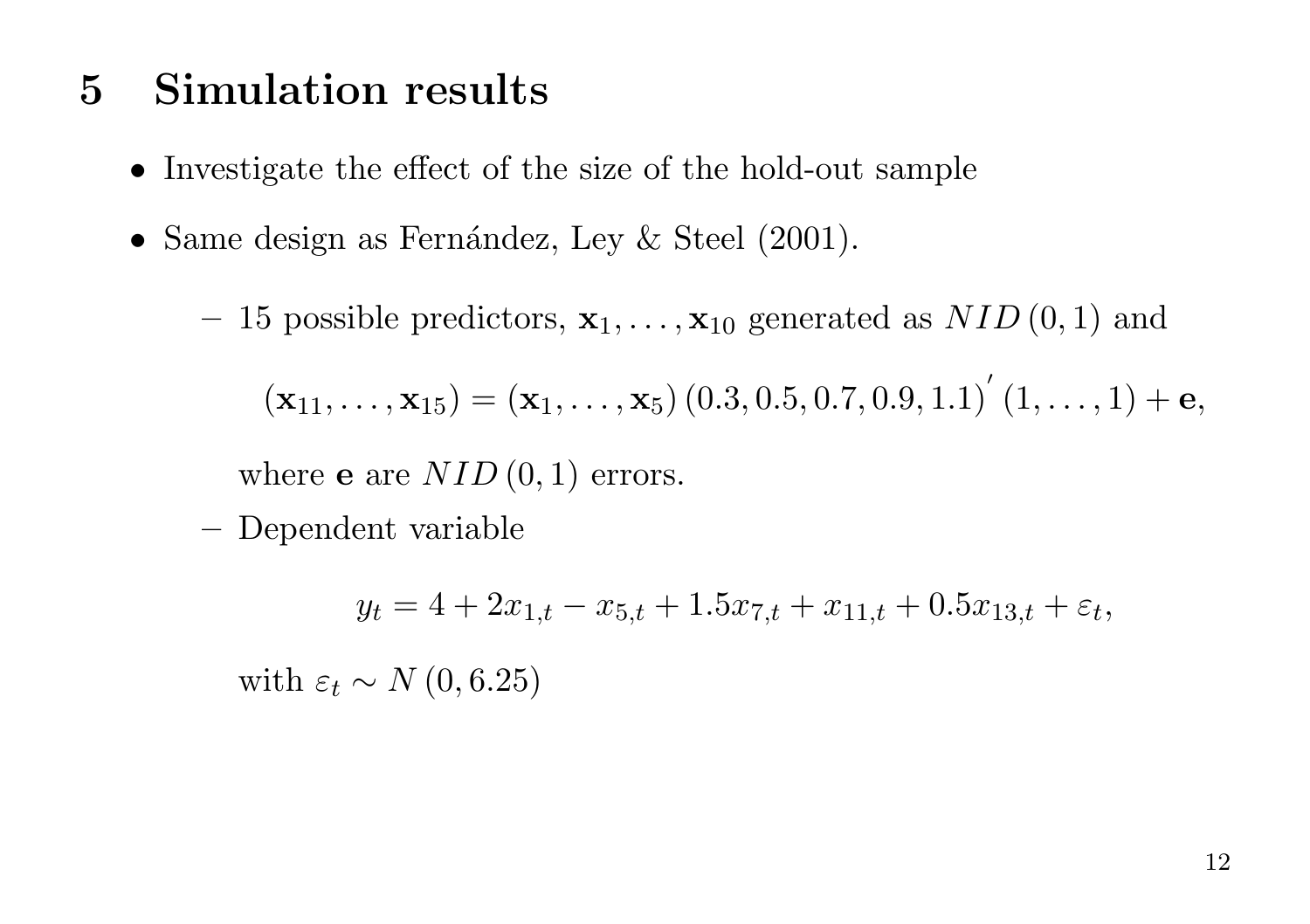# 5 Simulation results

- Investigate the effect of the size of the hold-out sample
- Same design as Fernández, Ley & Steel (2001).
  - 15 possible predictors, $\mathbf{x}_1, \ldots, \mathbf{x}_{10}$ generated as $NID(0,1)$ and

    $$(\mathbf{x}_{11}, \ldots, \mathbf{x}_{15}) = (\mathbf{x}_1, \ldots, \mathbf{x}_5)(0.3, 0.5, 0.7, 0.9, 1.1)'(1, \ldots, 1) + \mathbf{e},$$

    where $\mathbf{e}$ are $NID(0,1)$ errors.
  - Dependent variable

    $$y_t = 4 + 2x_{1,t} - x_{5,t} + 1.5x_{7,t} + x_{11,t} + 0.5x_{13,t} + \varepsilon_t,$$

    with $\varepsilon_t \sim N(0, 6.25)$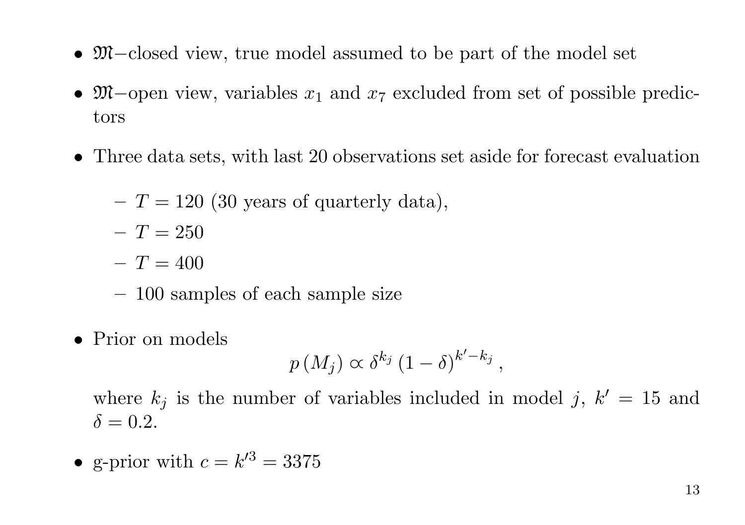- $\mathfrak{M}-$closed view, true model assumed to be part of the model set
- $\mathfrak{M}-$open view, variables $x_1$ and $x_7$ excluded from set of possible predictors
- Three data sets, with last 20 observations set aside for forecast evaluation
  - $T = 120$ (30 years of quarterly data),
  - $T = 250$
  - $T = 400$
  - 100 samples of each sample size
- Prior on models

  $$p(M_j) \propto \delta^{k_j} (1-\delta)^{k'-k_j},$$

  where $k_j$ is the number of variables included in model $j$, $k' = 15$ and $\delta = 0.2$.
- g-prior with $c = k'^3 = 3375$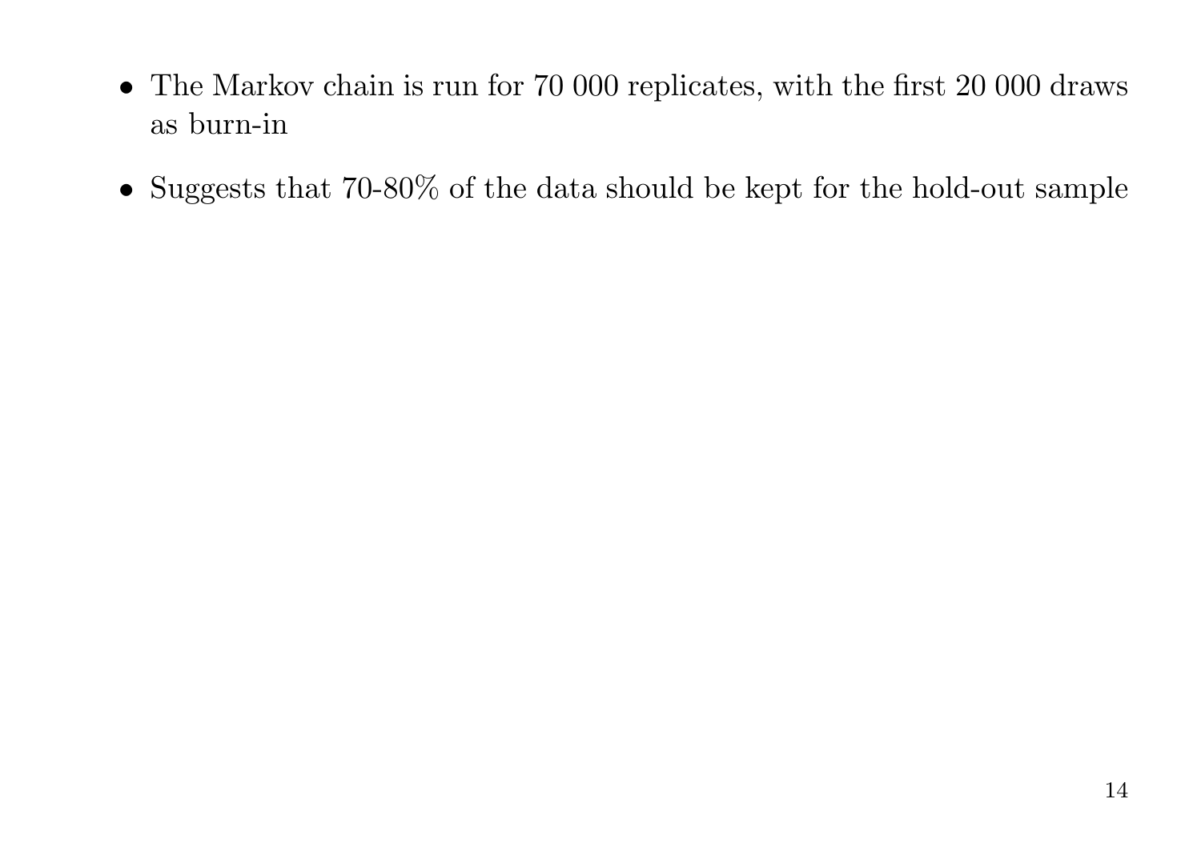- The Markov chain is run for 70 000 replicates, with the first 20 000 draws as burn-in
- Suggests that 70-80% of the data should be kept for the hold-out sample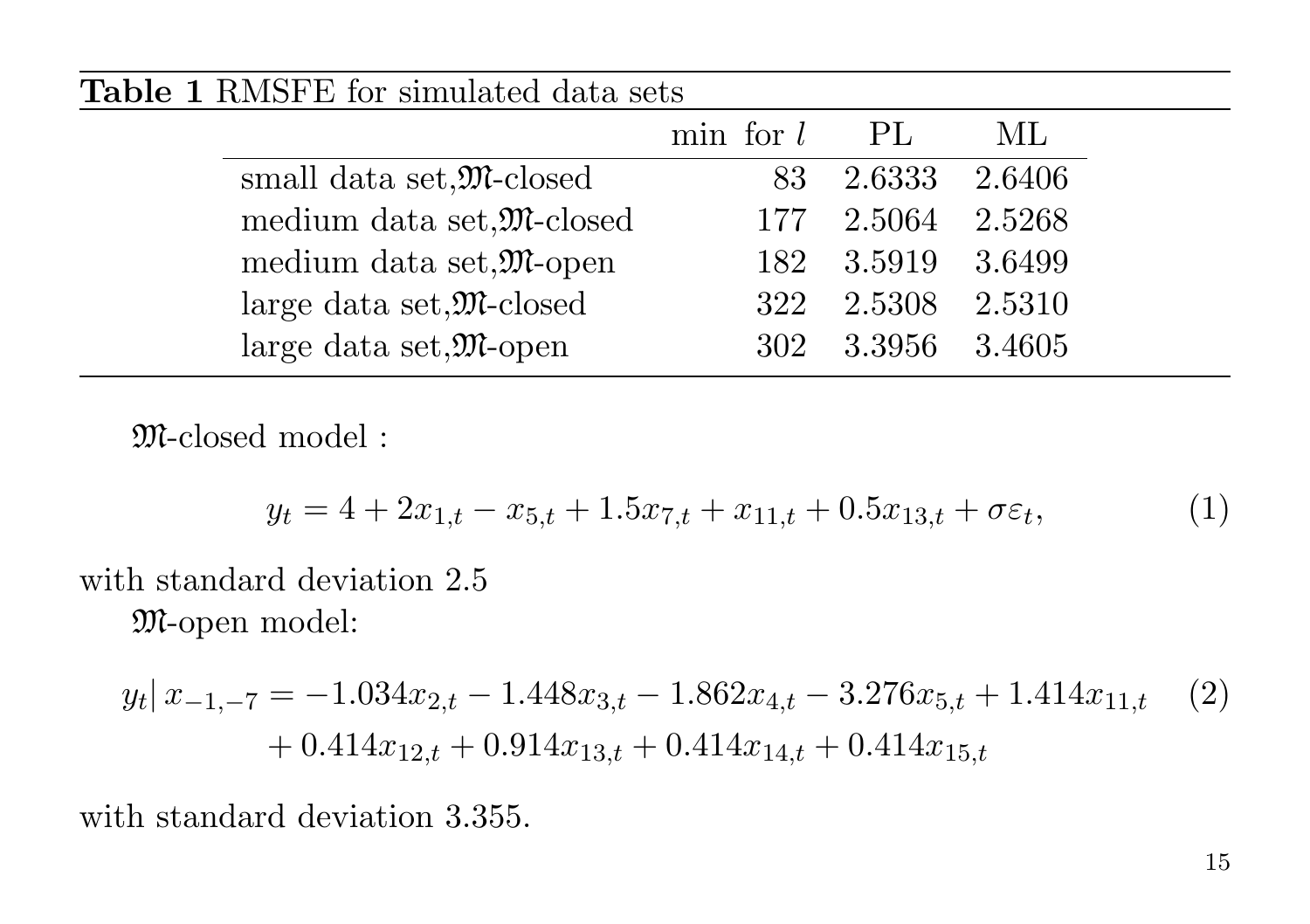**Table 1** RMSFE for simulated data sets

| | min for $l$ | PL | ML |
|---|---|---|---|
| small data set, $\mathfrak{M}$-closed | 83 | 2.6333 | 2.6406 |
| medium data set, $\mathfrak{M}$-closed | 177 | 2.5064 | 2.5268 |
| medium data set, $\mathfrak{M}$-open | 182 | 3.5919 | 3.6499 |
| large data set, $\mathfrak{M}$-closed | 322 | 2.5308 | 2.5310 |
| large data set, $\mathfrak{M}$-open | 302 | 3.3956 | 3.4605 |

$\mathfrak{M}$-closed model :

$$y_t = 4 + 2x_{1,t} - x_{5,t} + 1.5x_{7,t} + x_{11,t} + 0.5x_{13,t} + \sigma\varepsilon_t, \tag{1}$$

with standard deviation 2.5

$\mathfrak{M}$-open model:

$$\begin{aligned} y_t|\, x_{-1,-7} = & -1.034x_{2,t} - 1.448x_{3,t} - 1.862x_{4,t} - 3.276x_{5,t} + 1.414x_{11,t} \\ & + 0.414x_{12,t} + 0.914x_{13,t} + 0.414x_{14,t} + 0.414x_{15,t} \end{aligned} \tag{2}$$

with standard deviation 3.355.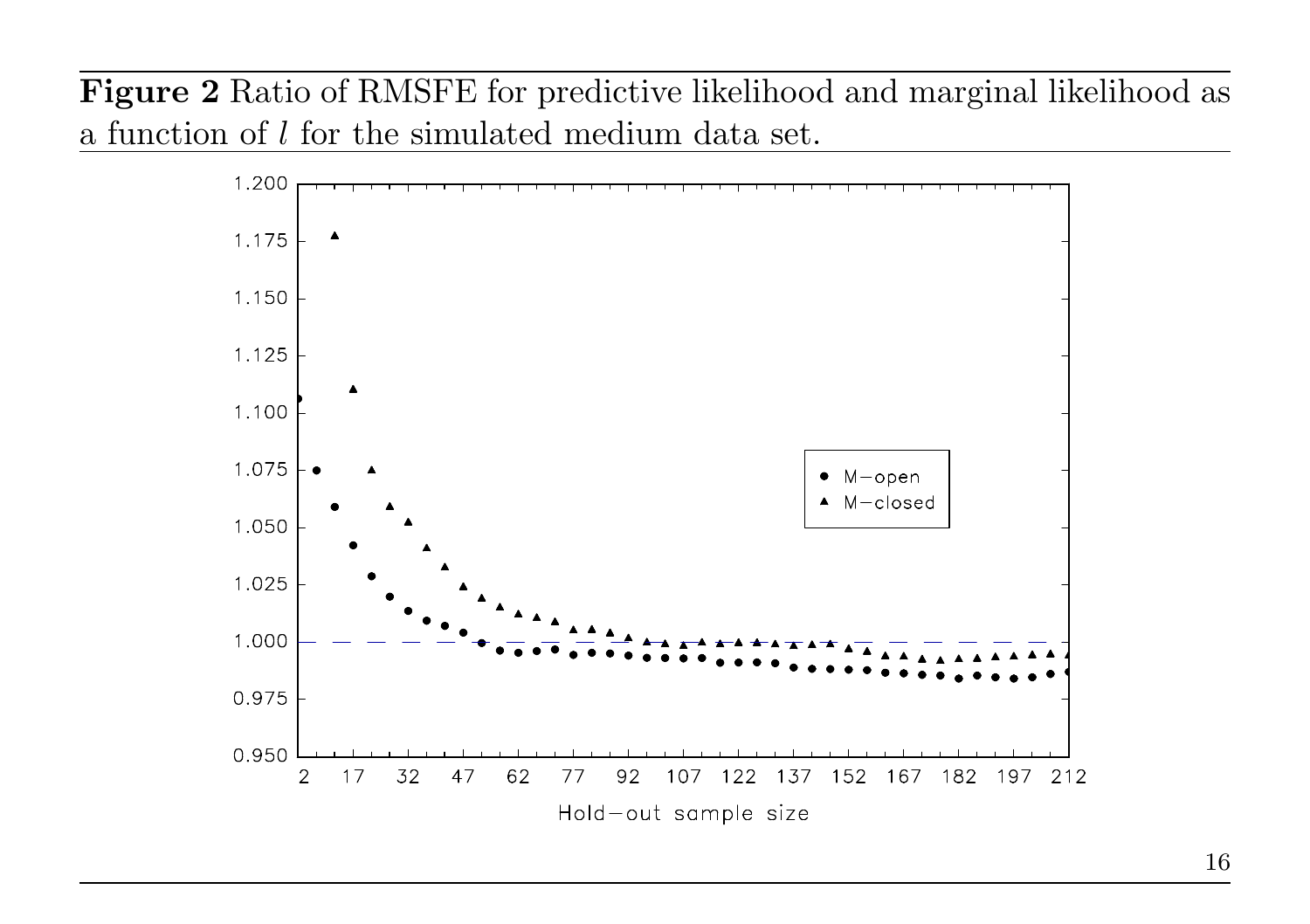**Figure 2** Ratio of RMSFE for predictive likelihood and marginal likelihood as a function of $l$ for the simulated medium data set.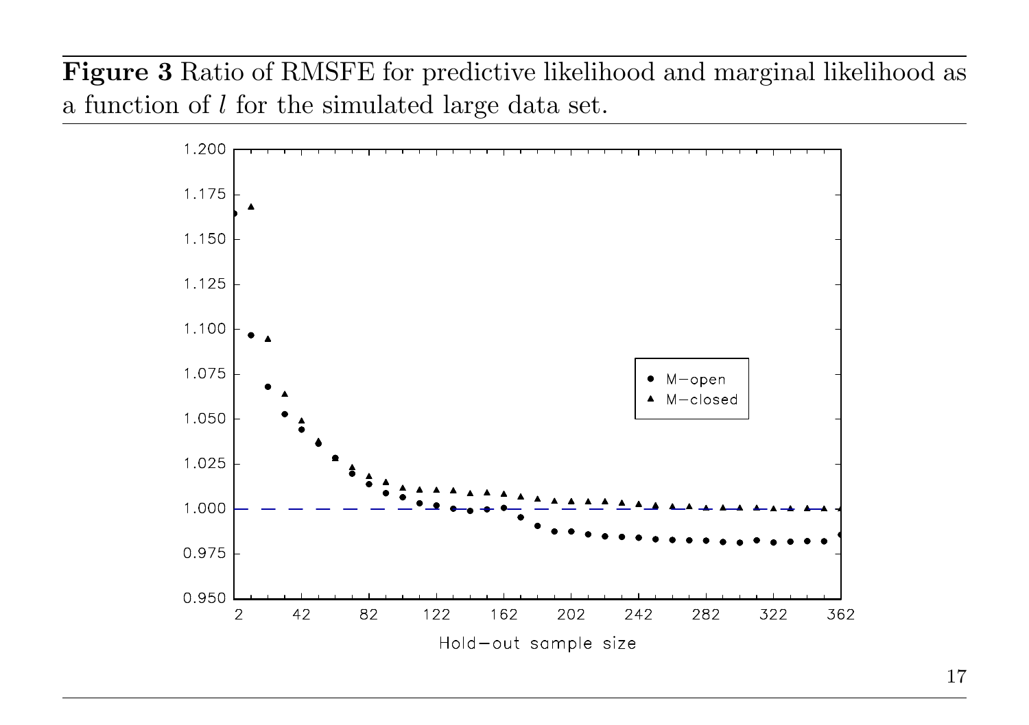**Figure 3** Ratio of RMSFE for predictive likelihood and marginal likelihood as a function of $l$ for the simulated large data set.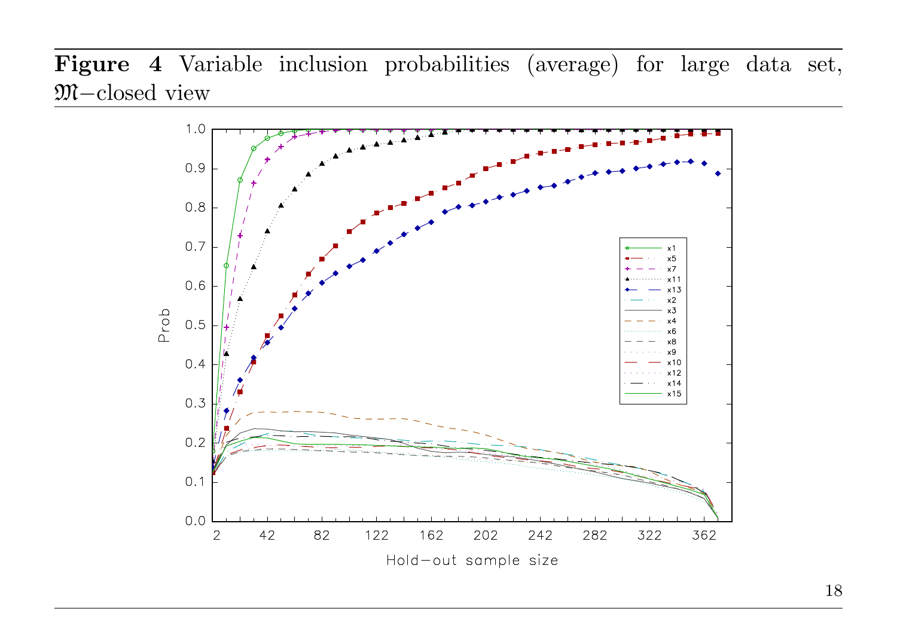**Figure 4** Variable inclusion probabilities (average) for large data set, $\mathfrak{M}$−closed view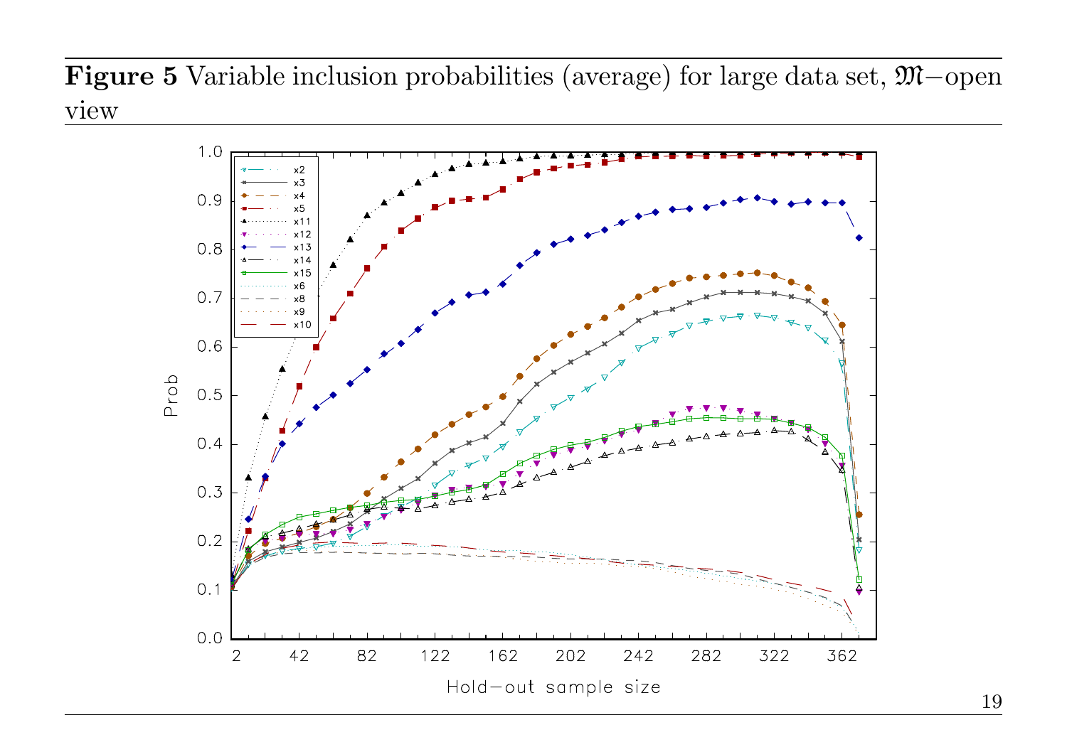**Figure 5** Variable inclusion probabilities (average) for large data set, $\mathfrak{M}$−open view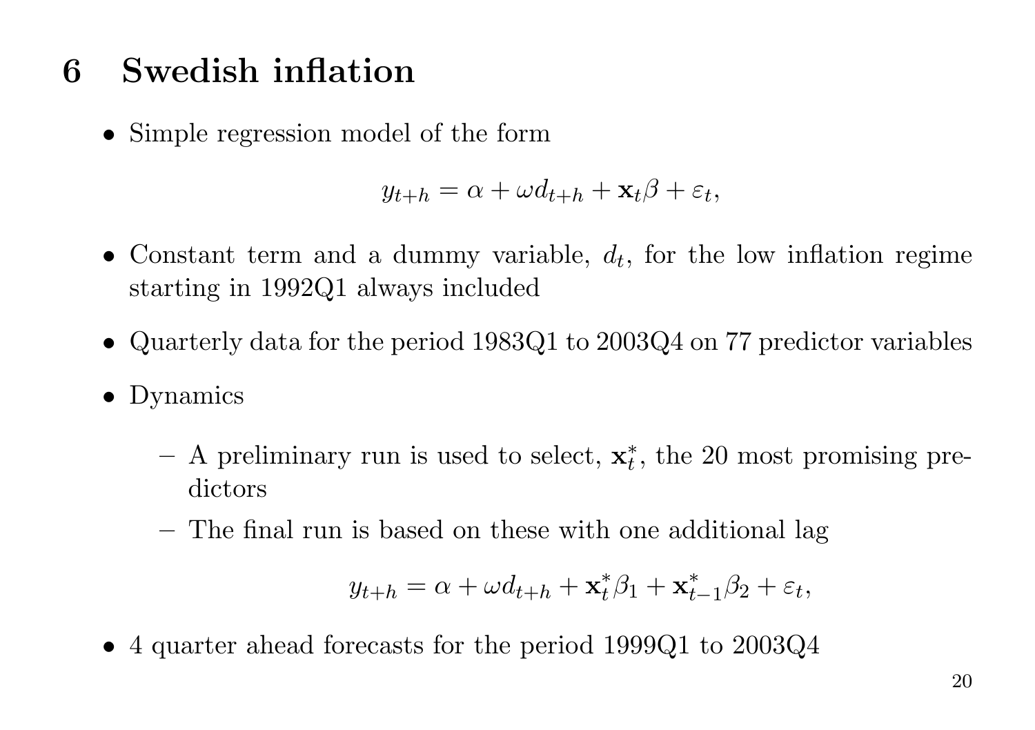# 6 Swedish inflation

- Simple regression model of the form

$$y_{t+h} = \alpha + \omega d_{t+h} + \mathbf{x}_t \beta + \varepsilon_t,$$

- Constant term and a dummy variable, $d_t$, for the low inflation regime starting in 1992Q1 always included

- Quarterly data for the period 1983Q1 to 2003Q4 on 77 predictor variables

- Dynamics

  - A preliminary run is used to select, $\mathbf{x}_t^*$, the 20 most promising predictors
  - The final run is based on these with one additional lag

$$y_{t+h} = \alpha + \omega d_{t+h} + \mathbf{x}_t^* \beta_1 + \mathbf{x}_{t-1}^* \beta_2 + \varepsilon_t,$$

- 4 quarter ahead forecasts for the period 1999Q1 to 2003Q4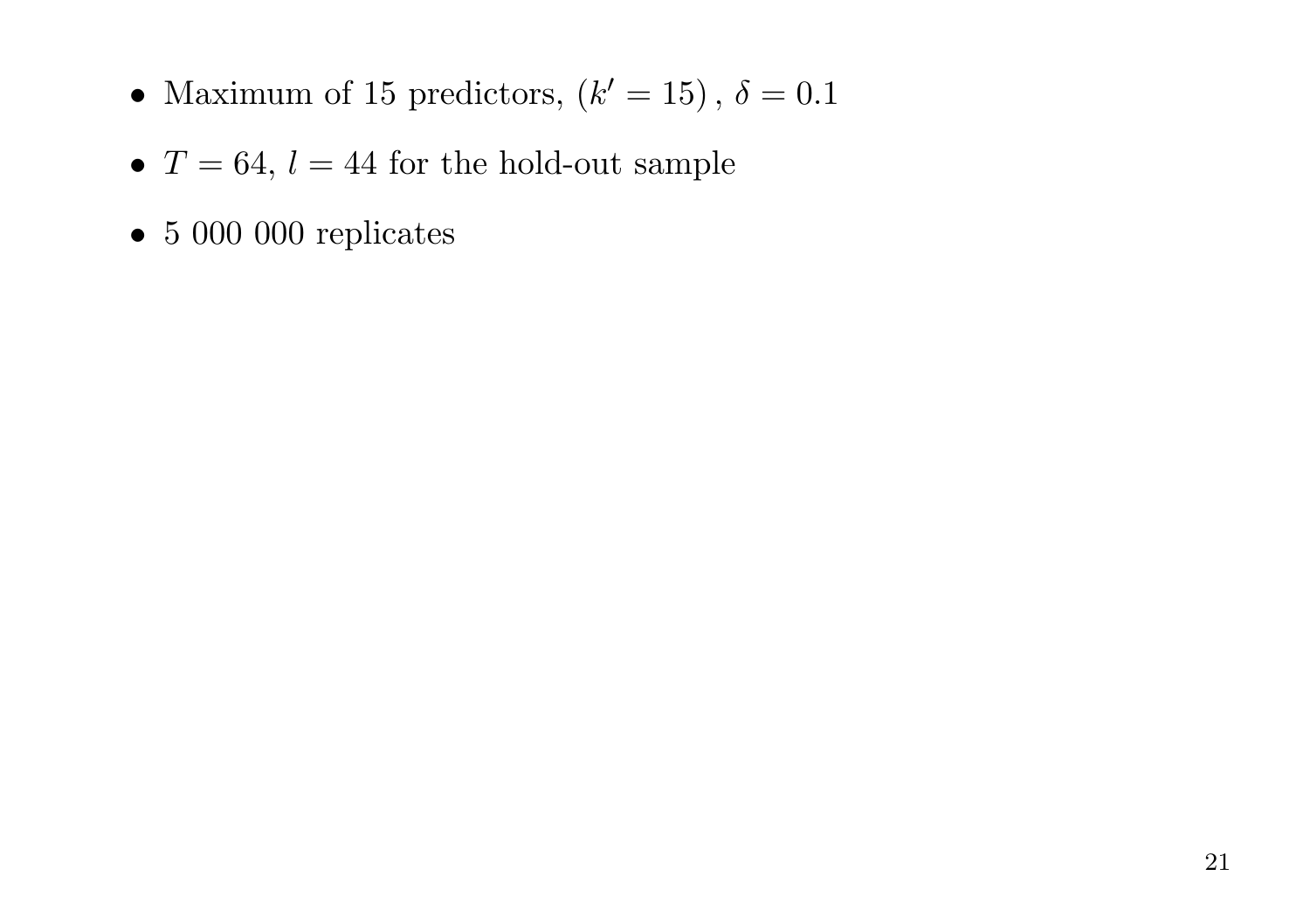- Maximum of 15 predictors, $(k' = 15)$, $\delta = 0.1$
- $T = 64$, $l = 44$ for the hold-out sample
- 5 000 000 replicates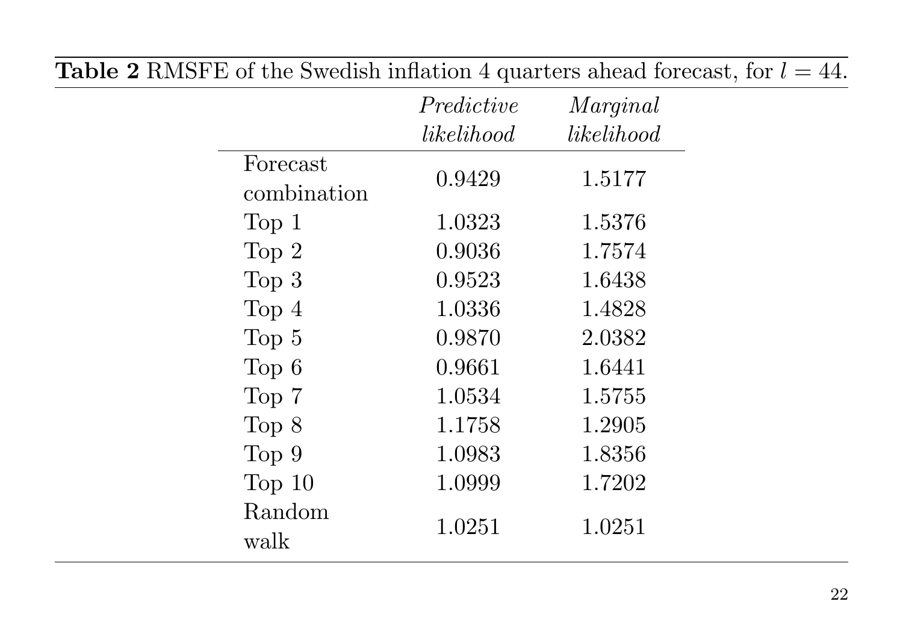**Table 2** RMSFE of the Swedish inflation 4 quarters ahead forecast, for $l = 44$.

| | *Predictive likelihood* | *Marginal likelihood* |
|---|---|---|
| Forecast combination | 0.9429 | 1.5177 |
| Top 1 | 1.0323 | 1.5376 |
| Top 2 | 0.9036 | 1.7574 |
| Top 3 | 0.9523 | 1.6438 |
| Top 4 | 1.0336 | 1.4828 |
| Top 5 | 0.9870 | 2.0382 |
| Top 6 | 0.9661 | 1.6441 |
| Top 7 | 1.0534 | 1.5755 |
| Top 8 | 1.1758 | 1.2905 |
| Top 9 | 1.0983 | 1.8356 |
| Top 10 | 1.0999 | 1.7202 |
| Random walk | 1.0251 | 1.0251 |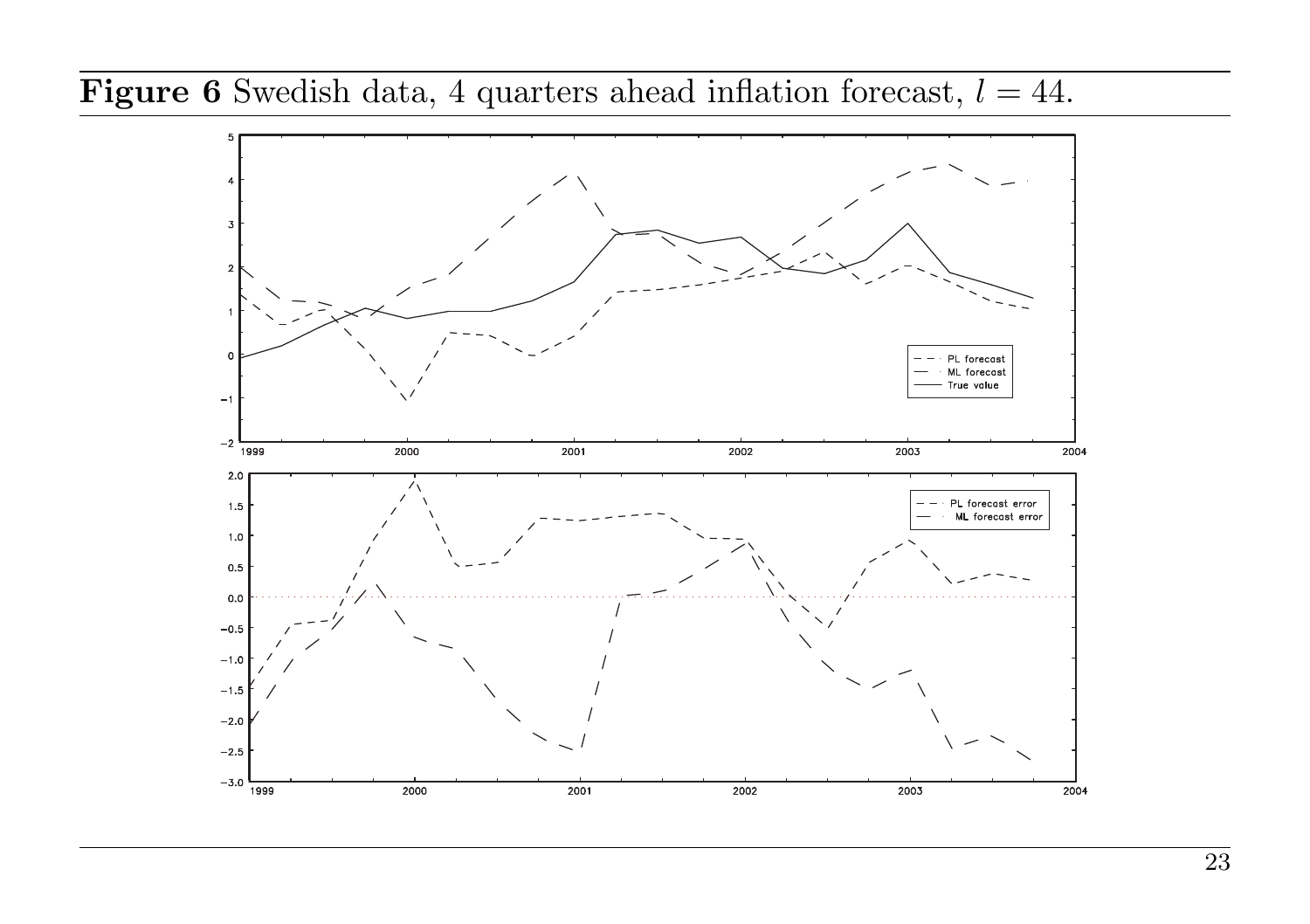**Figure 6** Swedish data, 4 quarters ahead inflation forecast, $l = 44$.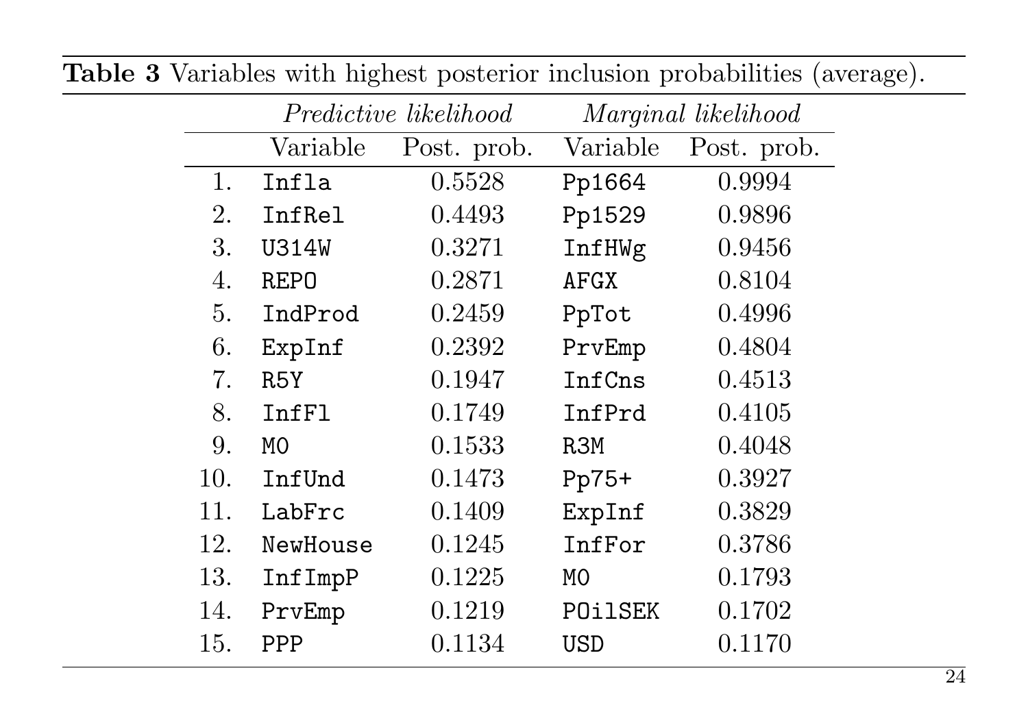**Table 3** Variables with highest posterior inclusion probabilities (average).

| | *Predictive likelihood* | | *Marginal likelihood* | |
|---|---|---|---|---|
| | Variable | Post. prob. | Variable | Post. prob. |
| 1. | `Infla` | 0.5528 | `Pp1664` | 0.9994 |
| 2. | `InfRel` | 0.4493 | `Pp1529` | 0.9896 |
| 3. | `U314W` | 0.3271 | `InfHWg` | 0.9456 |
| 4. | `REPO` | 0.2871 | `AFGX` | 0.8104 |
| 5. | `IndProd` | 0.2459 | `PpTot` | 0.4996 |
| 6. | `ExpInf` | 0.2392 | `PrvEmp` | 0.4804 |
| 7. | `R5Y` | 0.1947 | `InfCns` | 0.4513 |
| 8. | `InfFl` | 0.1749 | `InfPrd` | 0.4105 |
| 9. | `M0` | 0.1533 | `R3M` | 0.4048 |
| 10. | `InfUnd` | 0.1473 | `Pp75+` | 0.3927 |
| 11. | `LabFrc` | 0.1409 | `ExpInf` | 0.3829 |
| 12. | `NewHouse` | 0.1245 | `InfFor` | 0.3786 |
| 13. | `InfImpP` | 0.1225 | `M0` | 0.1793 |
| 14. | `PrvEmp` | 0.1219 | `POilSEK` | 0.1702 |
| 15. | `PPP` | 0.1134 | `USD` | 0.1170 |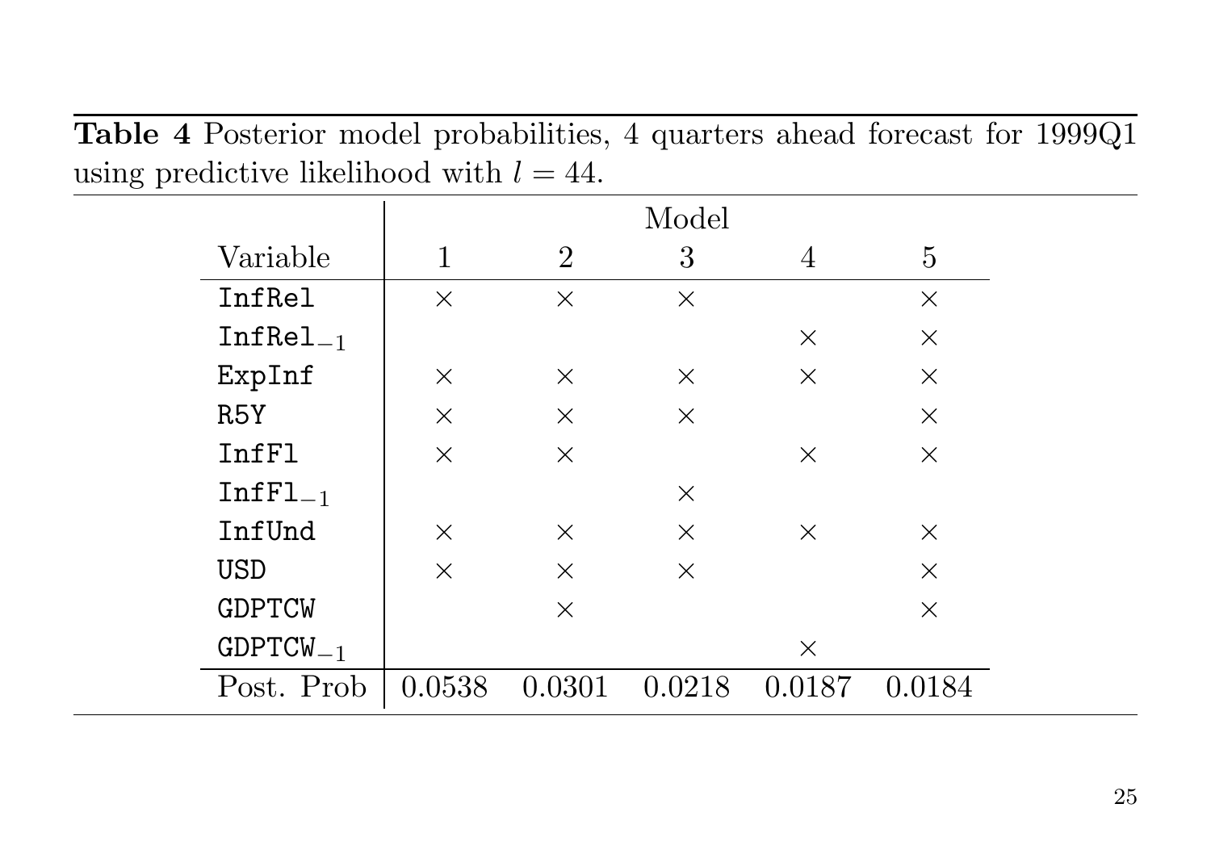**Table 4** Posterior model probabilities, 4 quarters ahead forecast for 1999Q1 using predictive likelihood with $l = 44$.

| Variable | Model 1 | 2 | 3 | 4 | 5 |
|---|---|---|---|---|---|
| InfRel | × | × | × | | × |
| $\texttt{InfRel}_{-1}$ | | | | × | × |
| ExpInf | × | × | × | × | × |
| R5Y | × | × | × | | × |
| InfFl | × | × | | × | × |
| $\texttt{InfFl}_{-1}$ | | | × | | |
| InfUnd | × | × | × | × | × |
| USD | × | × | × | | × |
| GDPTCW | | × | | | × |
| $\texttt{GDPTCW}_{-1}$ | | | | × | |
| Post. Prob | 0.0538 | 0.0301 | 0.0218 | 0.0187 | 0.0184 |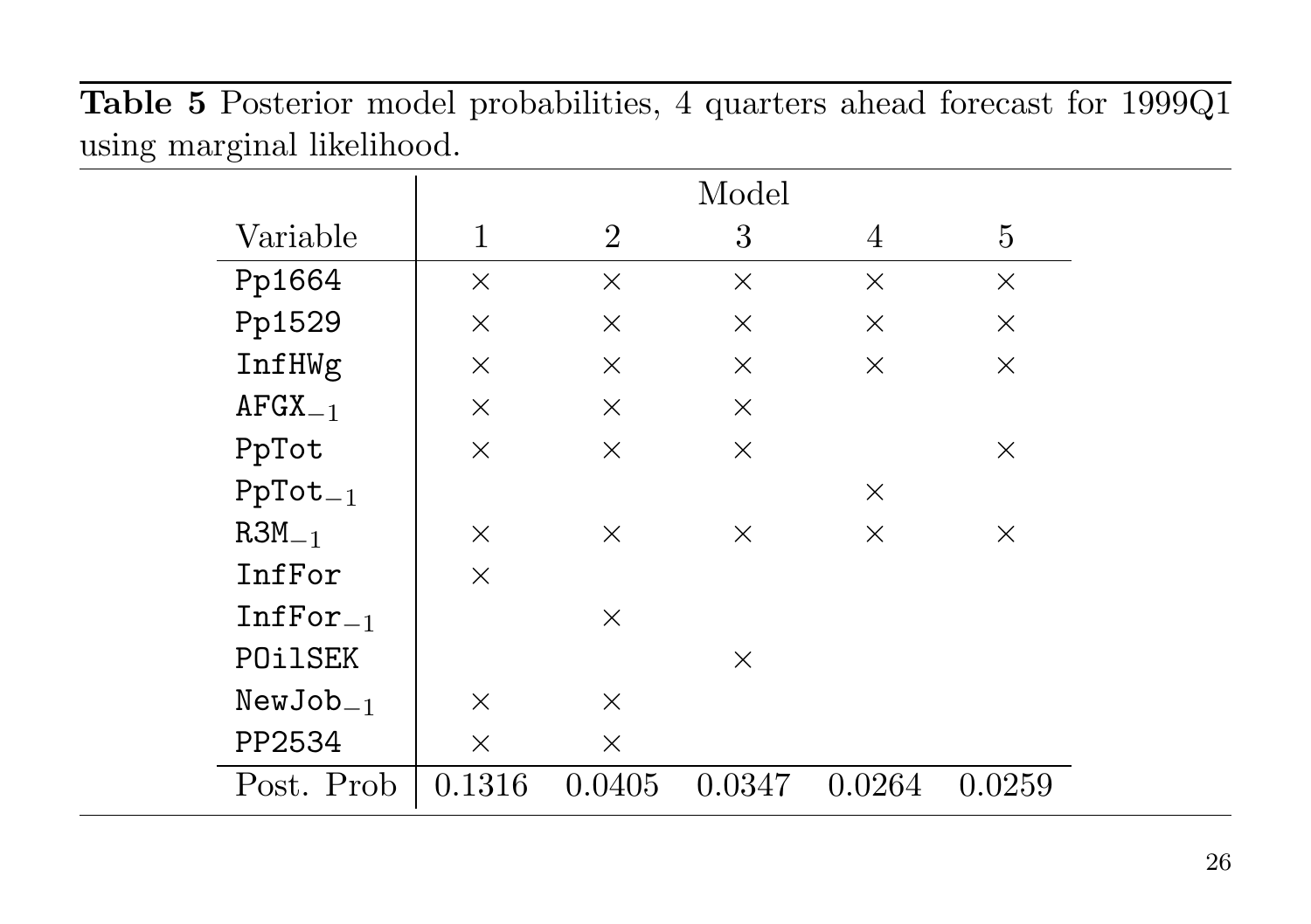**Table 5** Posterior model probabilities, 4 quarters ahead forecast for 1999Q1 using marginal likelihood.

| | Model | | | | |
|---|---|---|---|---|---|
| Variable | 1 | 2 | 3 | 4 | 5 |
| `Pp1664` | × | × | × | × | × |
| `Pp1529` | × | × | × | × | × |
| `InfHWg` | × | × | × | × | × |
| $\texttt{AFGX}_{-1}$ | × | × | × | | |
| `PpTot` | × | × | × | | × |
| $\texttt{PpTot}_{-1}$ | | | | × | |
| $\texttt{R3M}_{-1}$ | × | × | × | × | × |
| `InfFor` | × | | | | |
| $\texttt{InfFor}_{-1}$ | | × | | | |
| `POilSEK` | | | × | | |
| $\texttt{NewJob}_{-1}$ | × | × | | | |
| `PP2534` | × | × | | | |
| Post. Prob | 0.1316 | 0.0405 | 0.0347 | 0.0264 | 0.0259 |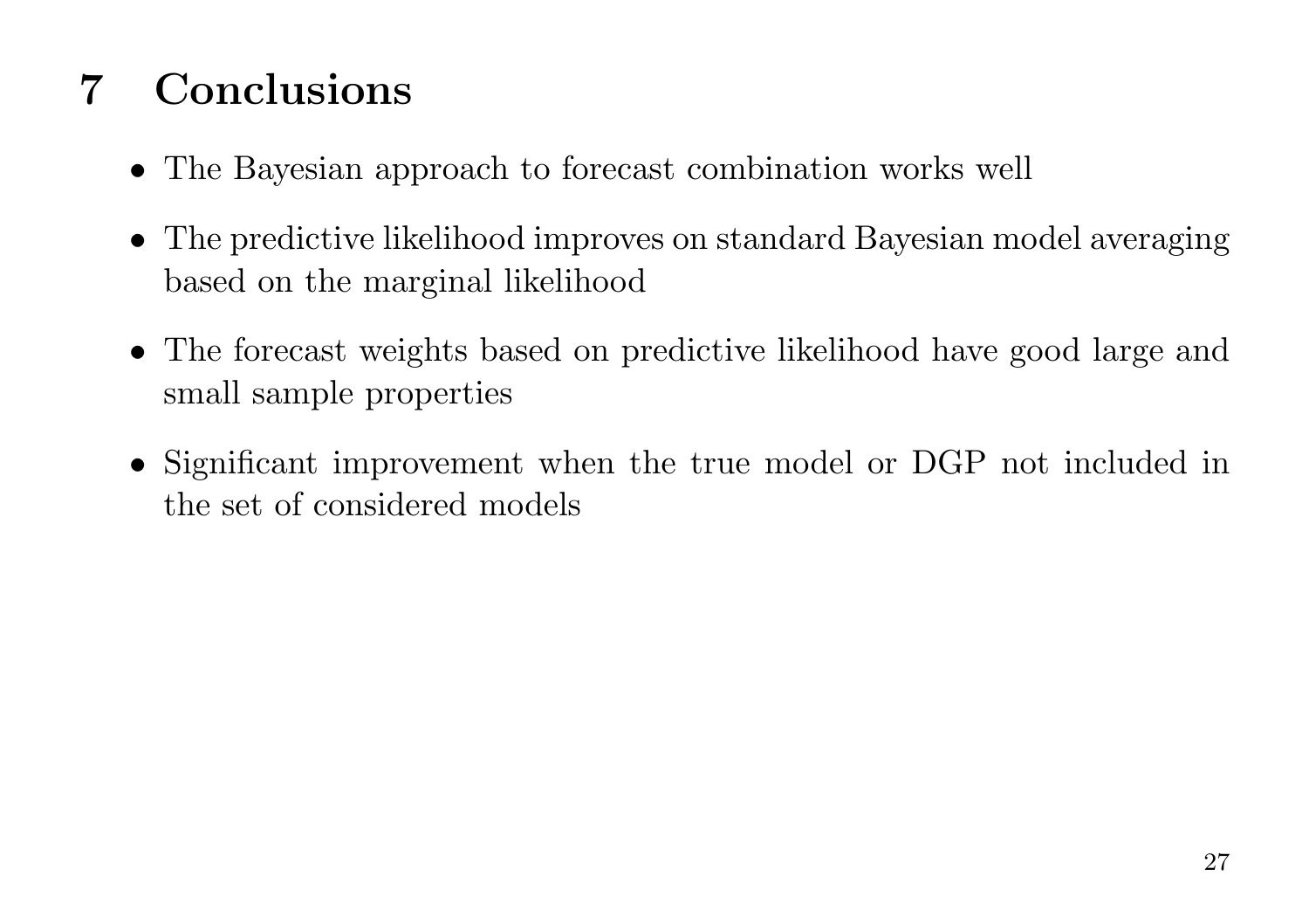# 7 Conclusions

- The Bayesian approach to forecast combination works well
- The predictive likelihood improves on standard Bayesian model averaging based on the marginal likelihood
- The forecast weights based on predictive likelihood have good large and small sample properties
- Significant improvement when the true model or DGP not included in the set of considered models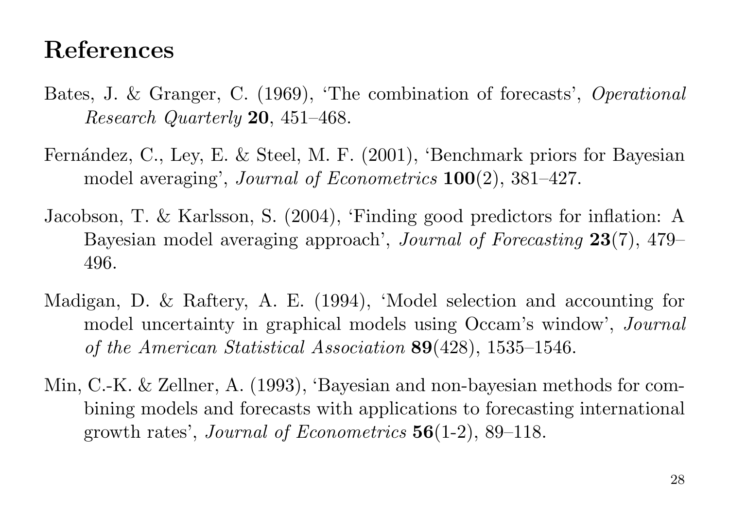# References

Bates, J. & Granger, C. (1969), 'The combination of forecasts', *Operational Research Quarterly* **20**, 451–468.

Fernández, C., Ley, E. & Steel, M. F. (2001), 'Benchmark priors for Bayesian model averaging', *Journal of Econometrics* **100**(2), 381–427.

Jacobson, T. & Karlsson, S. (2004), 'Finding good predictors for inflation: A Bayesian model averaging approach', *Journal of Forecasting* **23**(7), 479–496.

Madigan, D. & Raftery, A. E. (1994), 'Model selection and accounting for model uncertainty in graphical models using Occam's window', *Journal of the American Statistical Association* **89**(428), 1535–1546.

Min, C.-K. & Zellner, A. (1993), 'Bayesian and non-bayesian methods for combining models and forecasts with applications to forecasting international growth rates', *Journal of Econometrics* **56**(1-2), 89–118.